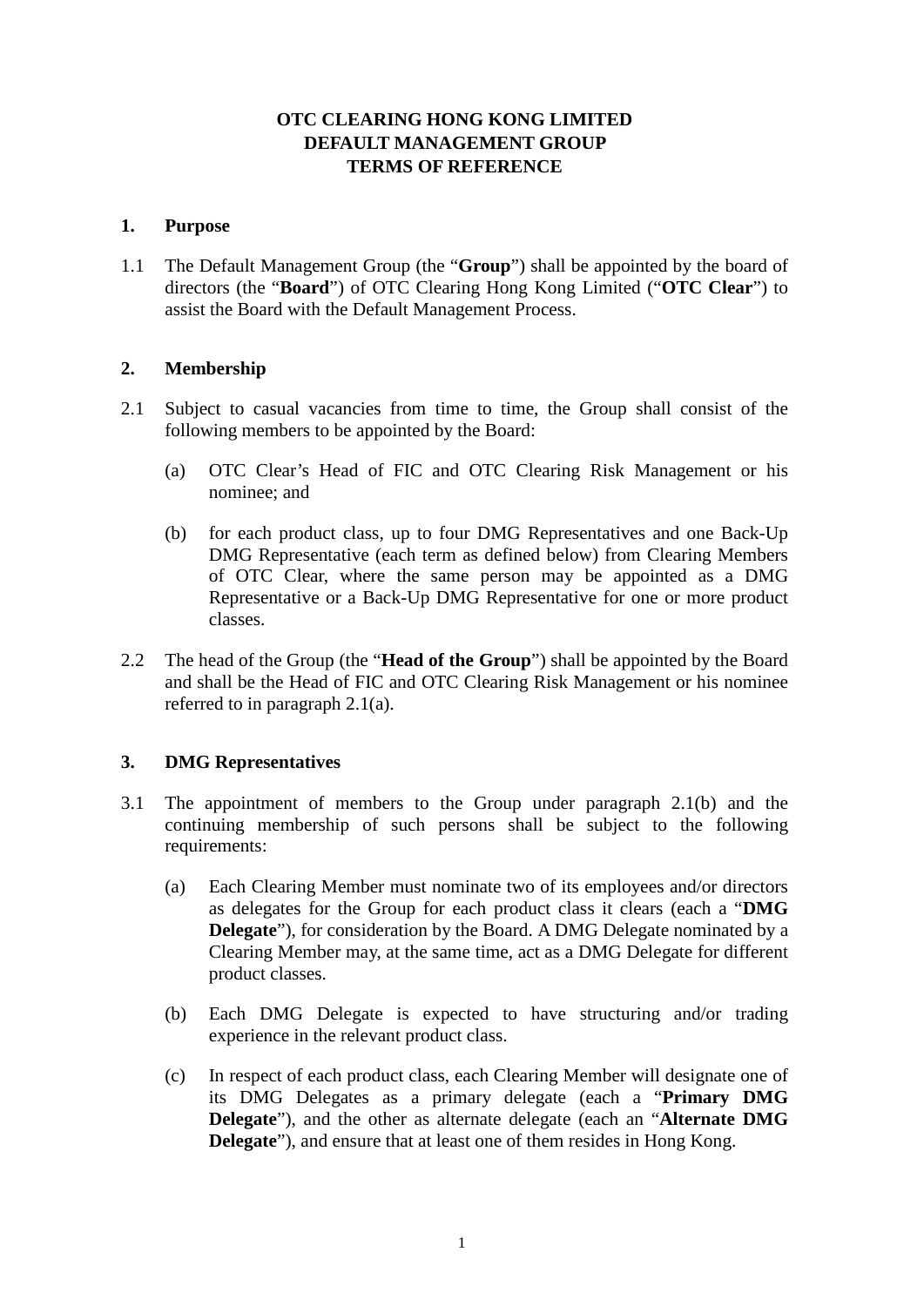# OTC CLEARING HONG KONG LIMITED
# DEFAULT MANAGEMENT GROUP
# TERMS OF REFERENCE

## 1. Purpose

1.1 The Default Management Group (the "**Group**") shall be appointed by the board of directors (the "**Board**") of OTC Clearing Hong Kong Limited ("**OTC Clear**") to assist the Board with the Default Management Process.

## 2. Membership

2.1 Subject to casual vacancies from time to time, the Group shall consist of the following members to be appointed by the Board:

(a) OTC Clear's Head of FIC and OTC Clearing Risk Management or his nominee; and

(b) for each product class, up to four DMG Representatives and one Back-Up DMG Representative (each term as defined below) from Clearing Members of OTC Clear, where the same person may be appointed as a DMG Representative or a Back-Up DMG Representative for one or more product classes.

2.2 The head of the Group (the "**Head of the Group**") shall be appointed by the Board and shall be the Head of FIC and OTC Clearing Risk Management or his nominee referred to in paragraph 2.1(a).

## 3. DMG Representatives

3.1 The appointment of members to the Group under paragraph 2.1(b) and the continuing membership of such persons shall be subject to the following requirements:

(a) Each Clearing Member must nominate two of its employees and/or directors as delegates for the Group for each product class it clears (each a "**DMG Delegate**"), for consideration by the Board. A DMG Delegate nominated by a Clearing Member may, at the same time, act as a DMG Delegate for different product classes.

(b) Each DMG Delegate is expected to have structuring and/or trading experience in the relevant product class.

(c) In respect of each product class, each Clearing Member will designate one of its DMG Delegates as a primary delegate (each a "**Primary DMG Delegate**"), and the other as alternate delegate (each an "**Alternate DMG Delegate**"), and ensure that at least one of them resides in Hong Kong.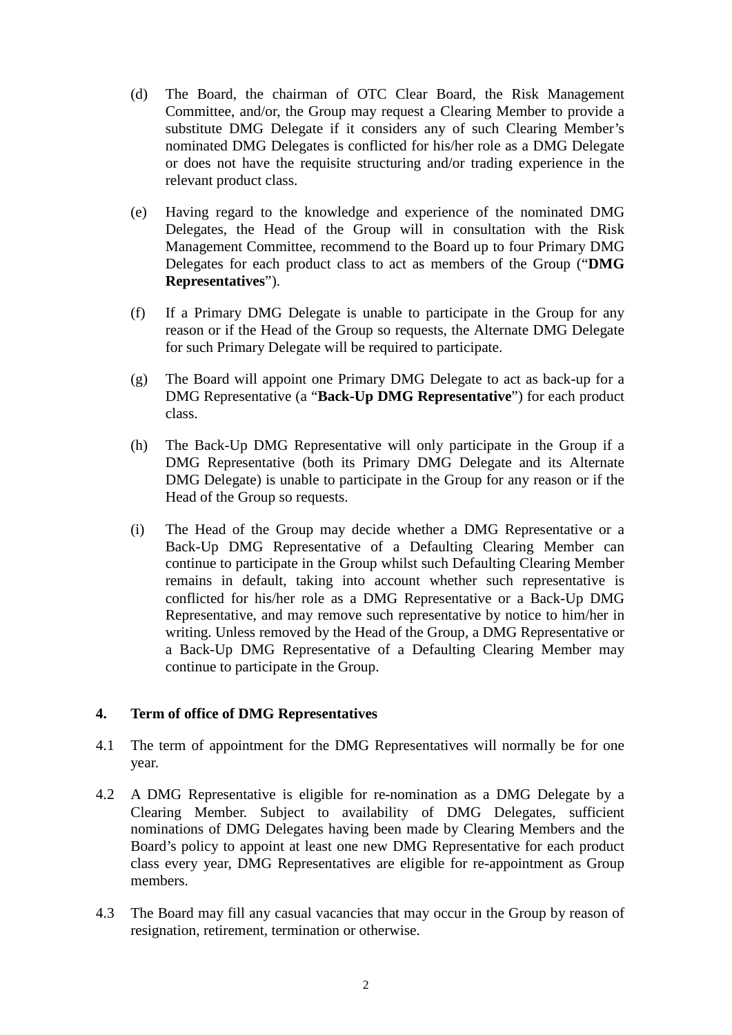(d) The Board, the chairman of OTC Clear Board, the Risk Management Committee, and/or, the Group may request a Clearing Member to provide a substitute DMG Delegate if it considers any of such Clearing Member's nominated DMG Delegates is conflicted for his/her role as a DMG Delegate or does not have the requisite structuring and/or trading experience in the relevant product class.

(e) Having regard to the knowledge and experience of the nominated DMG Delegates, the Head of the Group will in consultation with the Risk Management Committee, recommend to the Board up to four Primary DMG Delegates for each product class to act as members of the Group ("**DMG Representatives**").

(f) If a Primary DMG Delegate is unable to participate in the Group for any reason or if the Head of the Group so requests, the Alternate DMG Delegate for such Primary Delegate will be required to participate.

(g) The Board will appoint one Primary DMG Delegate to act as back-up for a DMG Representative (a "**Back-Up DMG Representative**") for each product class.

(h) The Back-Up DMG Representative will only participate in the Group if a DMG Representative (both its Primary DMG Delegate and its Alternate DMG Delegate) is unable to participate in the Group for any reason or if the Head of the Group so requests.

(i) The Head of the Group may decide whether a DMG Representative or a Back-Up DMG Representative of a Defaulting Clearing Member can continue to participate in the Group whilst such Defaulting Clearing Member remains in default, taking into account whether such representative is conflicted for his/her role as a DMG Representative or a Back-Up DMG Representative, and may remove such representative by notice to him/her in writing. Unless removed by the Head of the Group, a DMG Representative or a Back-Up DMG Representative of a Defaulting Clearing Member may continue to participate in the Group.

## 4. Term of office of DMG Representatives

4.1 The term of appointment for the DMG Representatives will normally be for one year.

4.2 A DMG Representative is eligible for re-nomination as a DMG Delegate by a Clearing Member. Subject to availability of DMG Delegates, sufficient nominations of DMG Delegates having been made by Clearing Members and the Board's policy to appoint at least one new DMG Representative for each product class every year, DMG Representatives are eligible for re-appointment as Group members.

4.3 The Board may fill any casual vacancies that may occur in the Group by reason of resignation, retirement, termination or otherwise.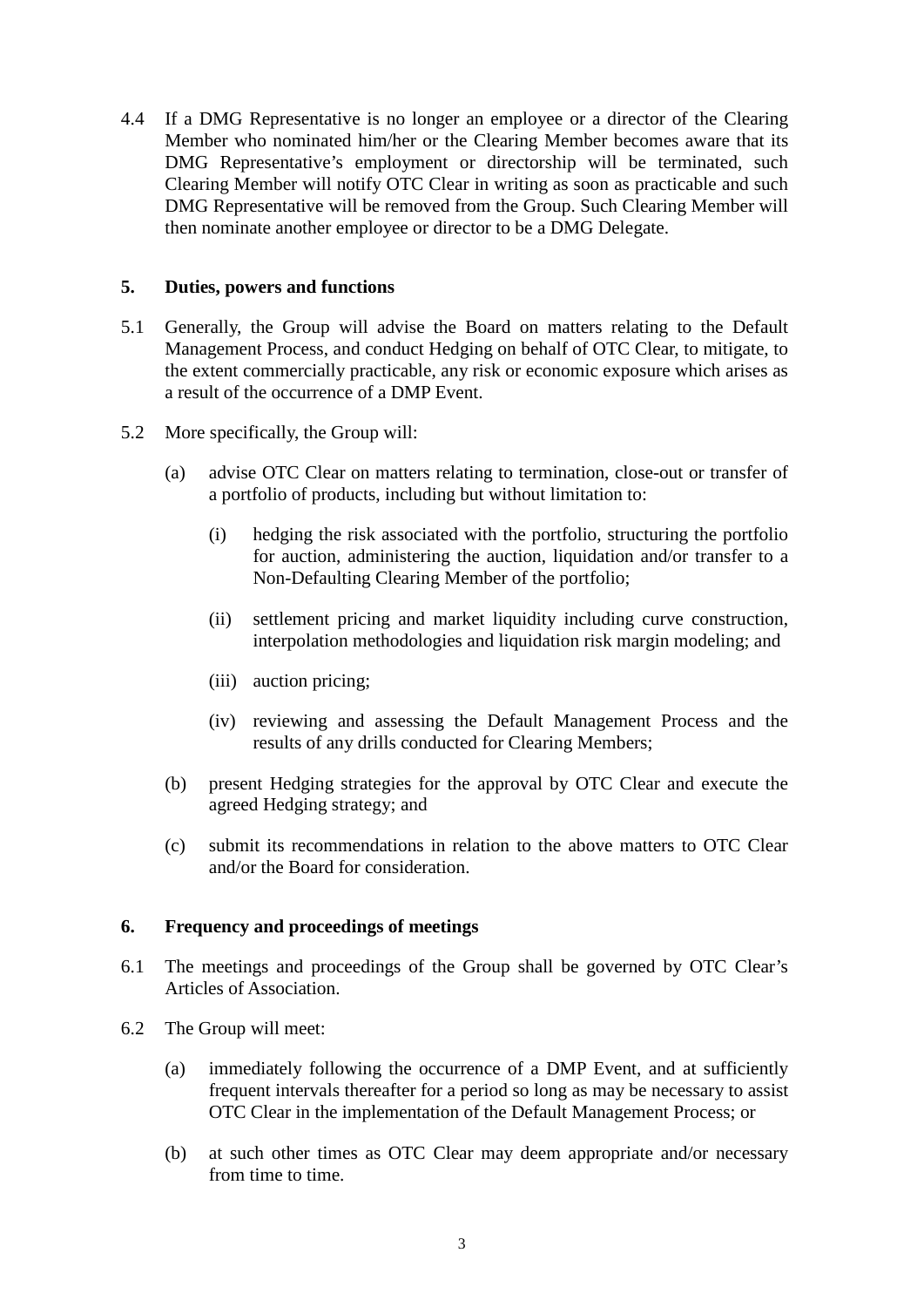4.4 If a DMG Representative is no longer an employee or a director of the Clearing Member who nominated him/her or the Clearing Member becomes aware that its DMG Representative's employment or directorship will be terminated, such Clearing Member will notify OTC Clear in writing as soon as practicable and such DMG Representative will be removed from the Group. Such Clearing Member will then nominate another employee or director to be a DMG Delegate.

## 5. Duties, powers and functions

5.1 Generally, the Group will advise the Board on matters relating to the Default Management Process, and conduct Hedging on behalf of OTC Clear, to mitigate, to the extent commercially practicable, any risk or economic exposure which arises as a result of the occurrence of a DMP Event.

5.2 More specifically, the Group will:

- (a) advise OTC Clear on matters relating to termination, close-out or transfer of a portfolio of products, including but without limitation to:
  - (i) hedging the risk associated with the portfolio, structuring the portfolio for auction, administering the auction, liquidation and/or transfer to a Non-Defaulting Clearing Member of the portfolio;
  - (ii) settlement pricing and market liquidity including curve construction, interpolation methodologies and liquidation risk margin modeling; and
  - (iii) auction pricing;
  - (iv) reviewing and assessing the Default Management Process and the results of any drills conducted for Clearing Members;
- (b) present Hedging strategies for the approval by OTC Clear and execute the agreed Hedging strategy; and
- (c) submit its recommendations in relation to the above matters to OTC Clear and/or the Board for consideration.

## 6. Frequency and proceedings of meetings

6.1 The meetings and proceedings of the Group shall be governed by OTC Clear's Articles of Association.

6.2 The Group will meet:

- (a) immediately following the occurrence of a DMP Event, and at sufficiently frequent intervals thereafter for a period so long as may be necessary to assist OTC Clear in the implementation of the Default Management Process; or
- (b) at such other times as OTC Clear may deem appropriate and/or necessary from time to time.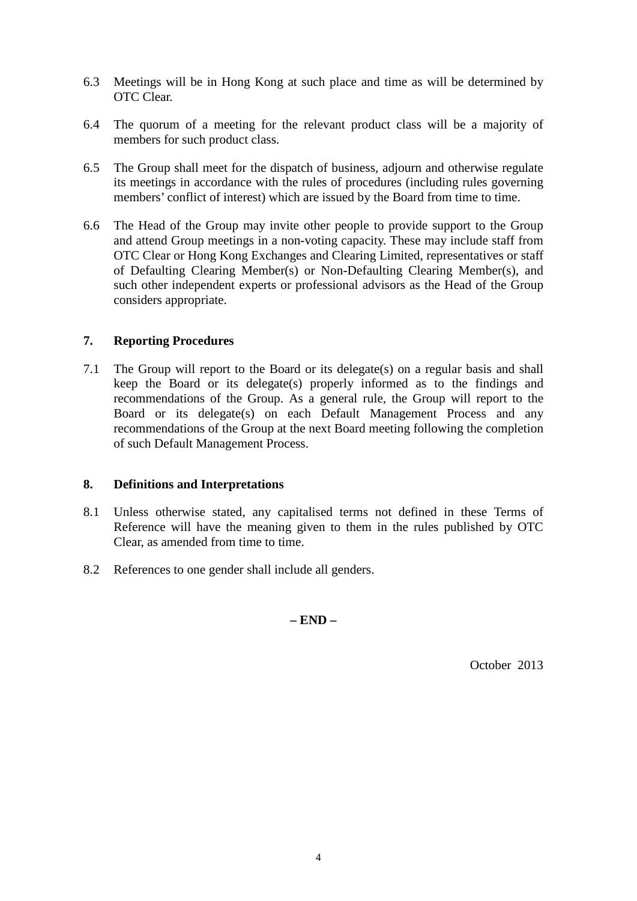6.3 Meetings will be in Hong Kong at such place and time as will be determined by OTC Clear.

6.4 The quorum of a meeting for the relevant product class will be a majority of members for such product class.

6.5 The Group shall meet for the dispatch of business, adjourn and otherwise regulate its meetings in accordance with the rules of procedures (including rules governing members' conflict of interest) which are issued by the Board from time to time.

6.6 The Head of the Group may invite other people to provide support to the Group and attend Group meetings in a non-voting capacity. These may include staff from OTC Clear or Hong Kong Exchanges and Clearing Limited, representatives or staff of Defaulting Clearing Member(s) or Non-Defaulting Clearing Member(s), and such other independent experts or professional advisors as the Head of the Group considers appropriate.

## 7. Reporting Procedures

7.1 The Group will report to the Board or its delegate(s) on a regular basis and shall keep the Board or its delegate(s) properly informed as to the findings and recommendations of the Group. As a general rule, the Group will report to the Board or its delegate(s) on each Default Management Process and any recommendations of the Group at the next Board meeting following the completion of such Default Management Process.

## 8. Definitions and Interpretations

8.1 Unless otherwise stated, any capitalised terms not defined in these Terms of Reference will have the meaning given to them in the rules published by OTC Clear, as amended from time to time.

8.2 References to one gender shall include all genders.

**– END –**

October 2013